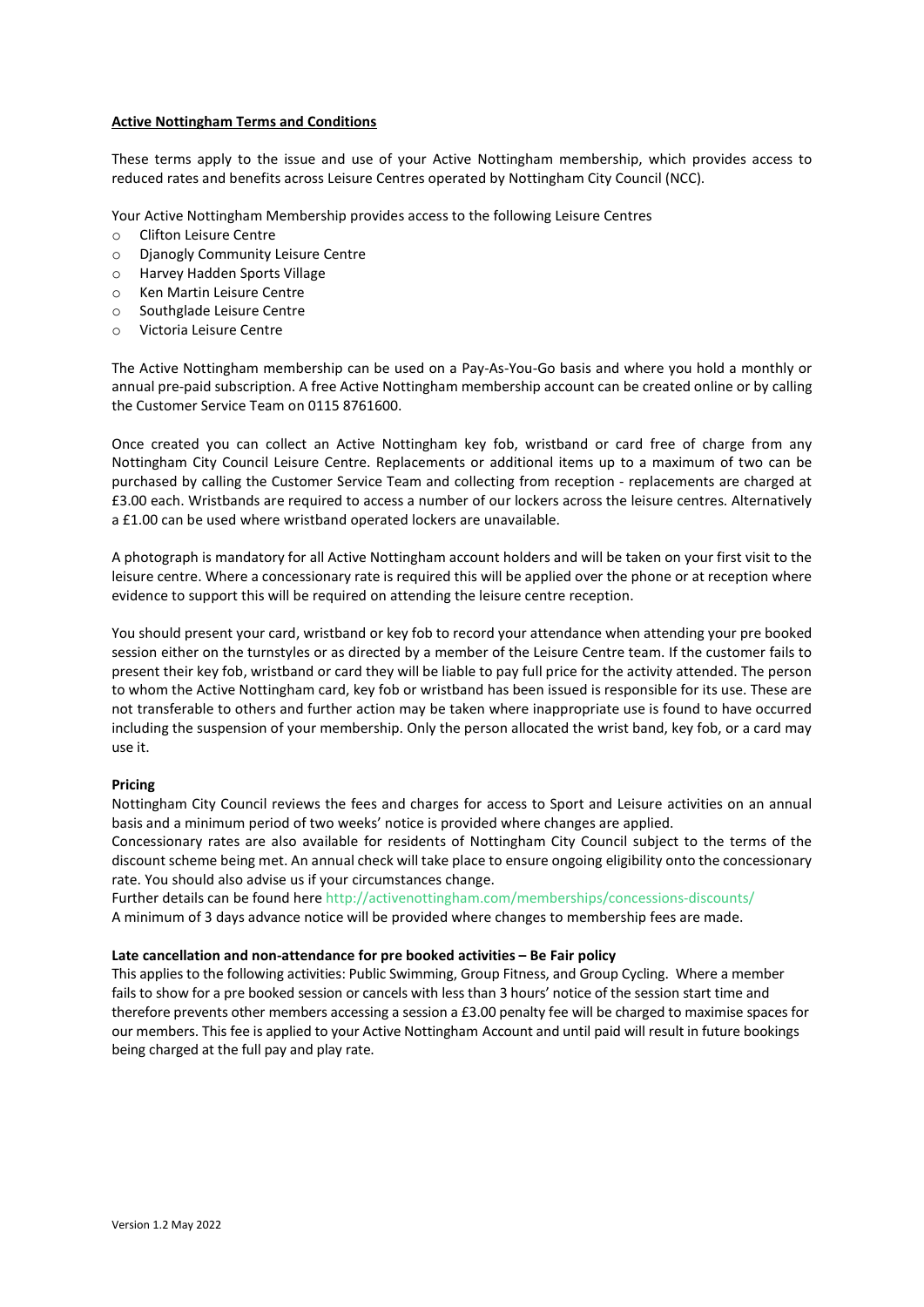**Active Nottingham Terms and Conditions**

These terms apply to the issue and use of your Active Nottingham membership, which provides access to reduced rates and benefits across Leisure Centres operated by Nottingham City Council (NCC).

Your Active Nottingham Membership provides access to the following Leisure Centres

- Clifton Leisure Centre
- Djanogly Community Leisure Centre
- Harvey Hadden Sports Village
- Ken Martin Leisure Centre
- Southglade Leisure Centre
- Victoria Leisure Centre

The Active Nottingham membership can be used on a Pay-As-You-Go basis and where you hold a monthly or annual pre-paid subscription. A free Active Nottingham membership account can be created online or by calling the Customer Service Team on 0115 8761600.

Once created you can collect an Active Nottingham key fob, wristband or card free of charge from any Nottingham City Council Leisure Centre. Replacements or additional items up to a maximum of two can be purchased by calling the Customer Service Team and collecting from reception - replacements are charged at £3.00 each. Wristbands are required to access a number of our lockers across the leisure centres. Alternatively a £1.00 can be used where wristband operated lockers are unavailable.

A photograph is mandatory for all Active Nottingham account holders and will be taken on your first visit to the leisure centre. Where a concessionary rate is required this will be applied over the phone or at reception where evidence to support this will be required on attending the leisure centre reception.

You should present your card, wristband or key fob to record your attendance when attending your pre booked session either on the turnstyles or as directed by a member of the Leisure Centre team. If the customer fails to present their key fob, wristband or card they will be liable to pay full price for the activity attended. The person to whom the Active Nottingham card, key fob or wristband has been issued is responsible for its use. These are not transferable to others and further action may be taken where inappropriate use is found to have occurred including the suspension of your membership. Only the person allocated the wrist band, key fob, or a card may use it.

**Pricing**

Nottingham City Council reviews the fees and charges for access to Sport and Leisure activities on an annual basis and a minimum period of two weeks' notice is provided where changes are applied.

Concessionary rates are also available for residents of Nottingham City Council subject to the terms of the discount scheme being met. An annual check will take place to ensure ongoing eligibility onto the concessionary rate. You should also advise us if your circumstances change.

Further details can be found here http://activenottingham.com/memberships/concessions-discounts/

A minimum of 3 days advance notice will be provided where changes to membership fees are made.

**Late cancellation and non-attendance for pre booked activities – Be Fair policy**

This applies to the following activities: Public Swimming, Group Fitness, and Group Cycling. Where a member fails to show for a pre booked session or cancels with less than 3 hours' notice of the session start time and therefore prevents other members accessing a session a £3.00 penalty fee will be charged to maximise spaces for our members. This fee is applied to your Active Nottingham Account and until paid will result in future bookings being charged at the full pay and play rate.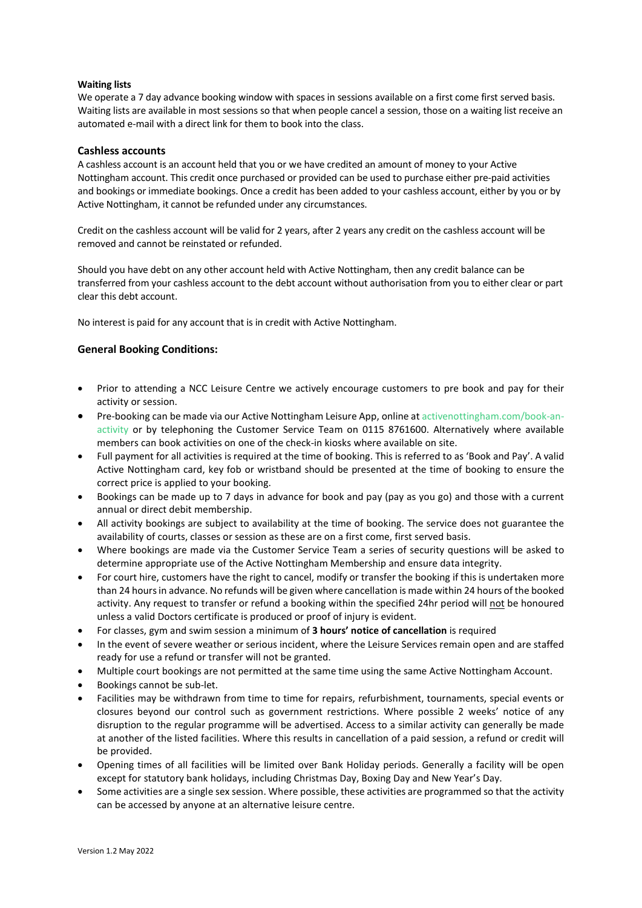**Waiting lists**

We operate a 7 day advance booking window with spaces in sessions available on a first come first served basis. Waiting lists are available in most sessions so that when people cancel a session, those on a waiting list receive an automated e-mail with a direct link for them to book into the class.

### Cashless accounts

A cashless account is an account held that you or we have credited an amount of money to your Active Nottingham account. This credit once purchased or provided can be used to purchase either pre-paid activities and bookings or immediate bookings. Once a credit has been added to your cashless account, either by you or by Active Nottingham, it cannot be refunded under any circumstances.

Credit on the cashless account will be valid for 2 years, after 2 years any credit on the cashless account will be removed and cannot be reinstated or refunded.

Should you have debt on any other account held with Active Nottingham, then any credit balance can be transferred from your cashless account to the debt account without authorisation from you to either clear or part clear this debt account.

No interest is paid for any account that is in credit with Active Nottingham.

### General Booking Conditions:

- Prior to attending a NCC Leisure Centre we actively encourage customers to pre book and pay for their activity or session.
- Pre-booking can be made via our Active Nottingham Leisure App, online at activenottingham.com/book-an-activity or by telephoning the Customer Service Team on 0115 8761600. Alternatively where available members can book activities on one of the check-in kiosks where available on site.
- Full payment for all activities is required at the time of booking. This is referred to as 'Book and Pay'. A valid Active Nottingham card, key fob or wristband should be presented at the time of booking to ensure the correct price is applied to your booking.
- Bookings can be made up to 7 days in advance for book and pay (pay as you go) and those with a current annual or direct debit membership.
- All activity bookings are subject to availability at the time of booking. The service does not guarantee the availability of courts, classes or session as these are on a first come, first served basis.
- Where bookings are made via the Customer Service Team a series of security questions will be asked to determine appropriate use of the Active Nottingham Membership and ensure data integrity.
- For court hire, customers have the right to cancel, modify or transfer the booking if this is undertaken more than 24 hours in advance. No refunds will be given where cancellation is made within 24 hours of the booked activity. Any request to transfer or refund a booking within the specified 24hr period will not be honoured unless a valid Doctors certificate is produced or proof of injury is evident.
- For classes, gym and swim session a minimum of **3 hours' notice of cancellation** is required
- In the event of severe weather or serious incident, where the Leisure Services remain open and are staffed ready for use a refund or transfer will not be granted.
- Multiple court bookings are not permitted at the same time using the same Active Nottingham Account.
- Bookings cannot be sub-let.
- Facilities may be withdrawn from time to time for repairs, refurbishment, tournaments, special events or closures beyond our control such as government restrictions. Where possible 2 weeks' notice of any disruption to the regular programme will be advertised. Access to a similar activity can generally be made at another of the listed facilities. Where this results in cancellation of a paid session, a refund or credit will be provided.
- Opening times of all facilities will be limited over Bank Holiday periods. Generally a facility will be open except for statutory bank holidays, including Christmas Day, Boxing Day and New Year's Day.
- Some activities are a single sex session. Where possible, these activities are programmed so that the activity can be accessed by anyone at an alternative leisure centre.

Version 1.2 May 2022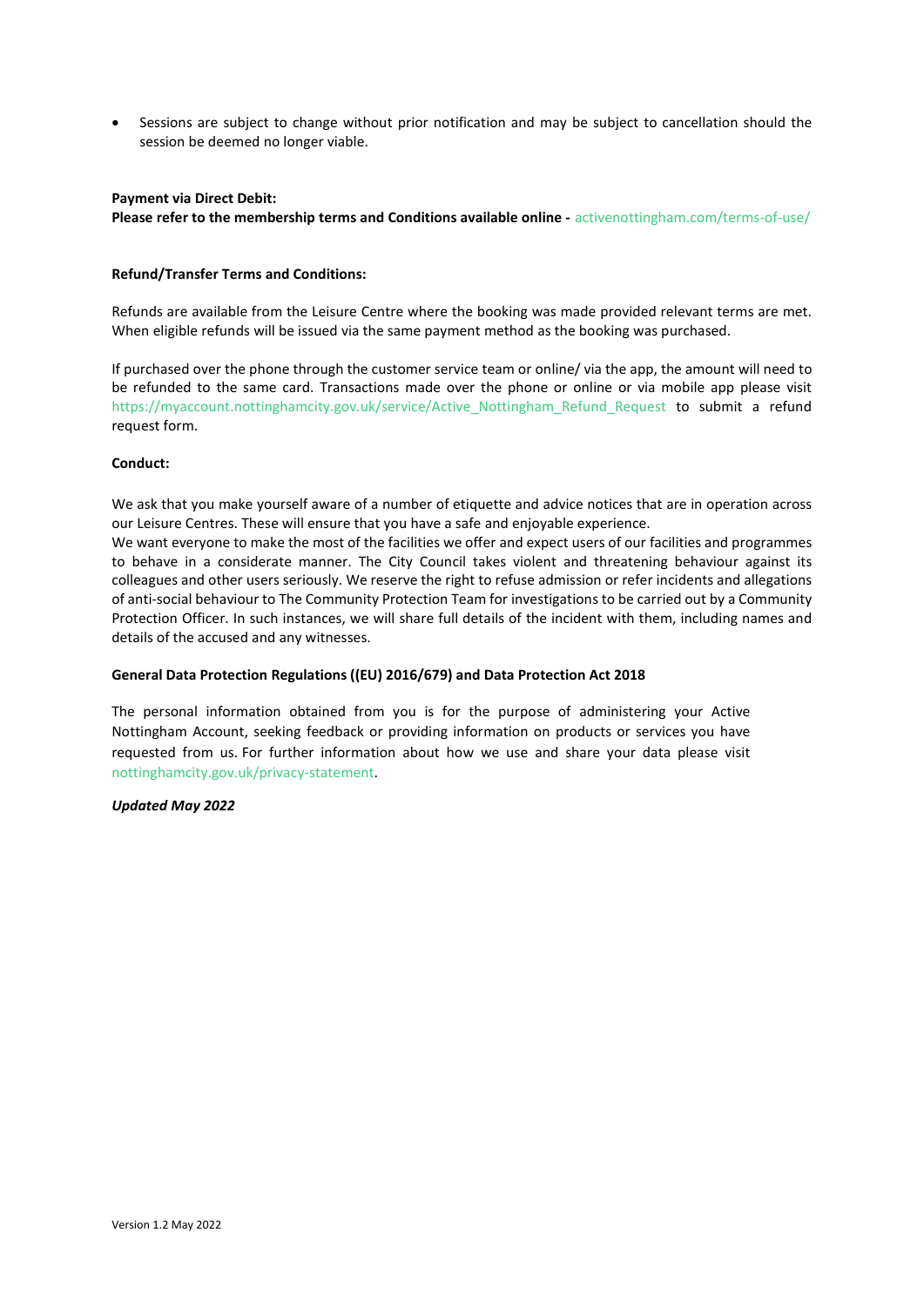- Sessions are subject to change without prior notification and may be subject to cancellation should the session be deemed no longer viable.

**Payment via Direct Debit:**
**Please refer to the membership terms and Conditions available online -** activenottingham.com/terms-of-use/

**Refund/Transfer Terms and Conditions:**

Refunds are available from the Leisure Centre where the booking was made provided relevant terms are met. When eligible refunds will be issued via the same payment method as the booking was purchased.

If purchased over the phone through the customer service team or online/ via the app, the amount will need to be refunded to the same card. Transactions made over the phone or online or via mobile app please visit https://myaccount.nottinghamcity.gov.uk/service/Active_Nottingham_Refund_Request to submit a refund request form.

**Conduct:**

We ask that you make yourself aware of a number of etiquette and advice notices that are in operation across our Leisure Centres. These will ensure that you have a safe and enjoyable experience.
We want everyone to make the most of the facilities we offer and expect users of our facilities and programmes to behave in a considerate manner. The City Council takes violent and threatening behaviour against its colleagues and other users seriously. We reserve the right to refuse admission or refer incidents and allegations of anti-social behaviour to The Community Protection Team for investigations to be carried out by a Community Protection Officer. In such instances, we will share full details of the incident with them, including names and details of the accused and any witnesses.

**General Data Protection Regulations ((EU) 2016/679) and Data Protection Act 2018**

The personal information obtained from you is for the purpose of administering your Active Nottingham Account, seeking feedback or providing information on products or services you have requested from us. For further information about how we use and share your data please visit nottinghamcity.gov.uk/privacy-statement.

***Updated May 2022***

Version 1.2 May 2022